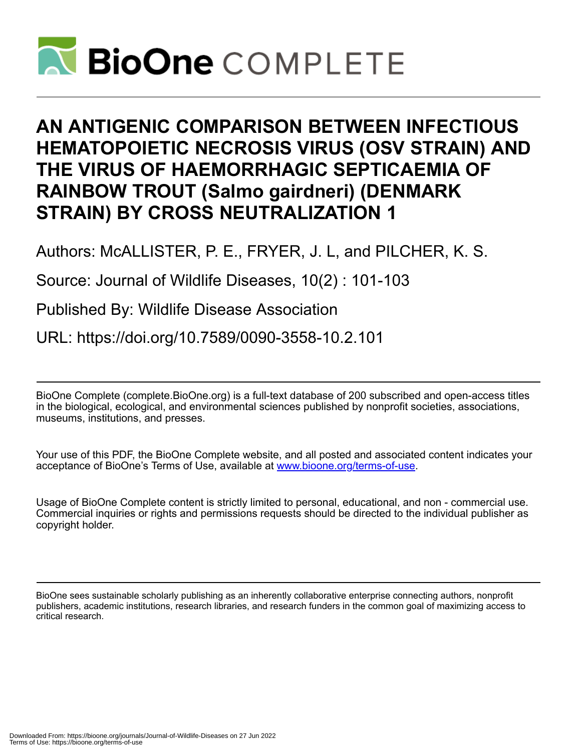# AN ANTIGENIC COMPARISON BETWEEN INFECTIOUS HEMATOPOIETIC NECROSIS VIRUS (OSV STRAIN) AND THE VIRUS OF HAEMORRHAGIC SEPTICAEMIA OF RAINBOW TROUT (*Salmo gairdneri*) (DENMARK STRAIN) BY CROSS NEUTRALIZATION 1

Authors: McALLISTER, P. E., FRYER, J. L, and PILCHER, K. S.

Source: Journal of Wildlife Diseases, 10(2) : 101-103

Published By: Wildlife Disease Association

URL: https://doi.org/10.7589/0090-3558-10.2.101

BioOne Complete (complete.BioOne.org) is a full-text database of 200 subscribed and open-access titles in the biological, ecological, and environmental sciences published by nonprofit societies, associations, museums, institutions, and presses.

Your use of this PDF, the BioOne Complete website, and all posted and associated content indicates your acceptance of BioOne's Terms of Use, available at www.bioone.org/terms-of-use.

Usage of BioOne Complete content is strictly limited to personal, educational, and non - commercial use. Commercial inquiries or rights and permissions requests should be directed to the individual publisher as copyright holder.

BioOne sees sustainable scholarly publishing as an inherently collaborative enterprise connecting authors, nonprofit publishers, academic institutions, research libraries, and research funders in the common goal of maximizing access to critical research.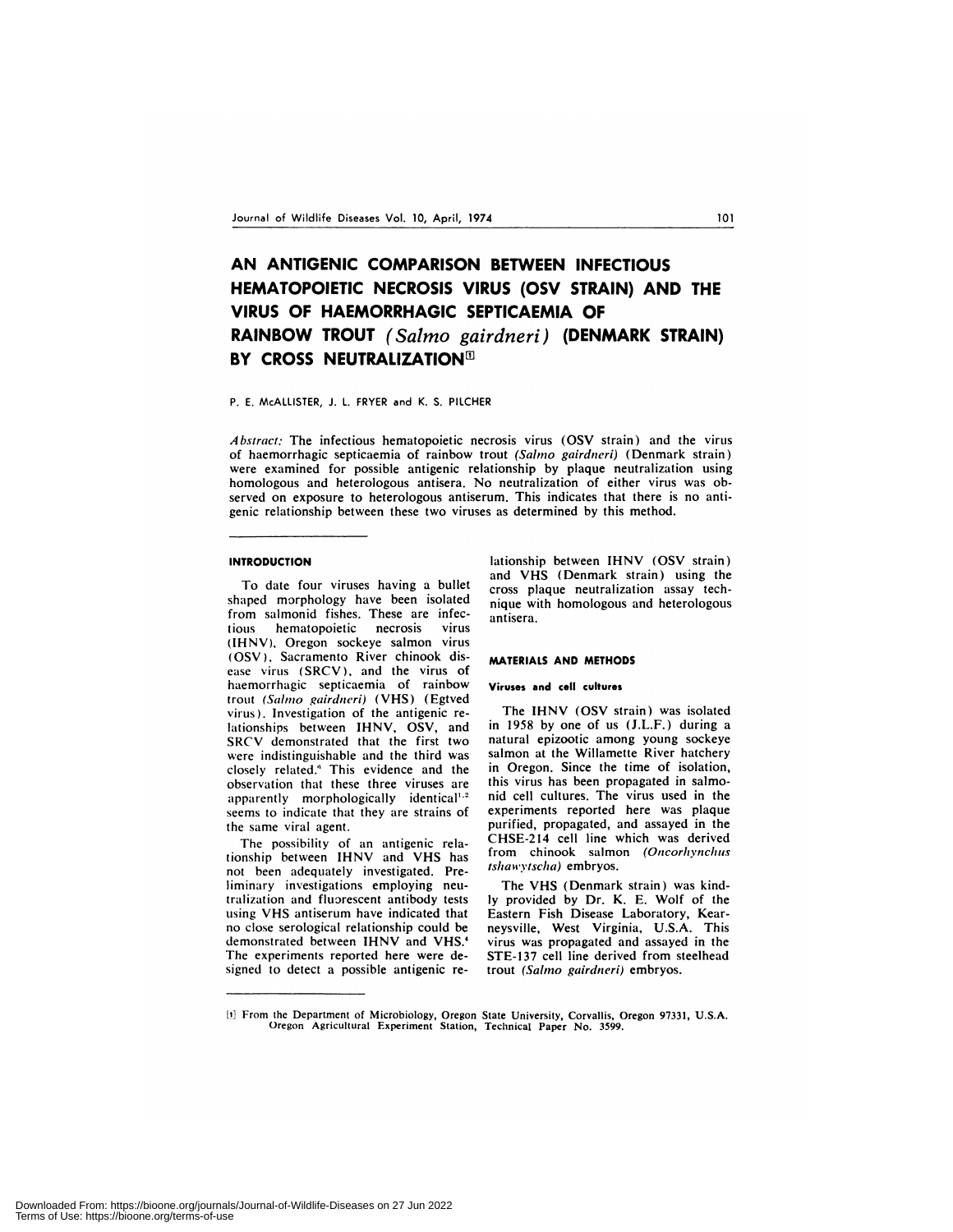# AN ANTIGENIC COMPARISON BETWEEN INFECTIOUS HEMATOPOIETIC NECROSIS VIRUS (OSV STRAIN) AND THE VIRUS OF HAEMORRHAGIC SEPTICAEMIA OF RAINBOW TROUT *(Salmo gairdneri)* (DENMARK STRAIN) BY CROSS NEUTRALIZATION[1]

P. E. McALLISTER, J. L. FRYER and K. S. PILCHER

*Abstract:* The infectious hematopoietic necrosis virus (OSV strain) and the virus of haemorrhagic septicaemia of rainbow trout *(Salmo gairdneri)* (Denmark strain) were examined for possible antigenic relationship by plaque neutralization using homologous and heterologous antisera. No neutralization of either virus was observed on exposure to heterologous antiserum. This indicates that there is no antigenic relationship between these two viruses as determined by this method.

## INTRODUCTION

To date four viruses having a bullet shaped morphology have been isolated from salmonid fishes. These are infectious hematopoietic necrosis virus (IHNV), Oregon sockeye salmon virus (OSV), Sacramento River chinook disease virus (SRCV), and the virus of haemorrhagic septicaemia of rainbow trout *(Salmo gairdneri)* (VHS) (Egtved virus). Investigation of the antigenic relationships between IHNV, OSV, and SRCV demonstrated that the first two were indistinguishable and the third was closely related.[6] This evidence and the observation that these three viruses are apparently morphologically identical[1,2] seems to indicate that they are strains of the same viral agent.

The possibility of an antigenic relationship between IHNV and VHS has not been adequately investigated. Preliminary investigations employing neutralization and fluorescent antibody tests using VHS antiserum have indicated that no close serological relationship could be demonstrated between IHNV and VHS.[4] The experiments reported here were designed to detect a possible antigenic relationship between IHNV (OSV strain) and VHS (Denmark strain) using the cross plaque neutralization assay technique with homologous and heterologous antisera.

## MATERIALS AND METHODS

### Viruses and cell cultures

The IHNV (OSV strain) was isolated in 1958 by one of us (J.L.F.) during a natural epizootic among young sockeye salmon at the Willamette River hatchery in Oregon. Since the time of isolation, this virus has been propagated in salmonid cell cultures. The virus used in the experiments reported here was plaque purified, propagated, and assayed in the CHSE-214 cell line which was derived from chinook salmon *(Oncorhynchus tshawytscha)* embryos.

The VHS (Denmark strain) was kindly provided by Dr. K. E. Wolf of the Eastern Fish Disease Laboratory, Kearneysville, West Virginia, U.S.A. This virus was propagated and assayed in the STE-137 cell line derived from steelhead trout *(Salmo gairdneri)* embryos.

---

[1] From the Department of Microbiology, Oregon State University, Corvallis, Oregon 97331, U.S.A. Oregon Agricultural Experiment Station, Technical Paper No. 3599.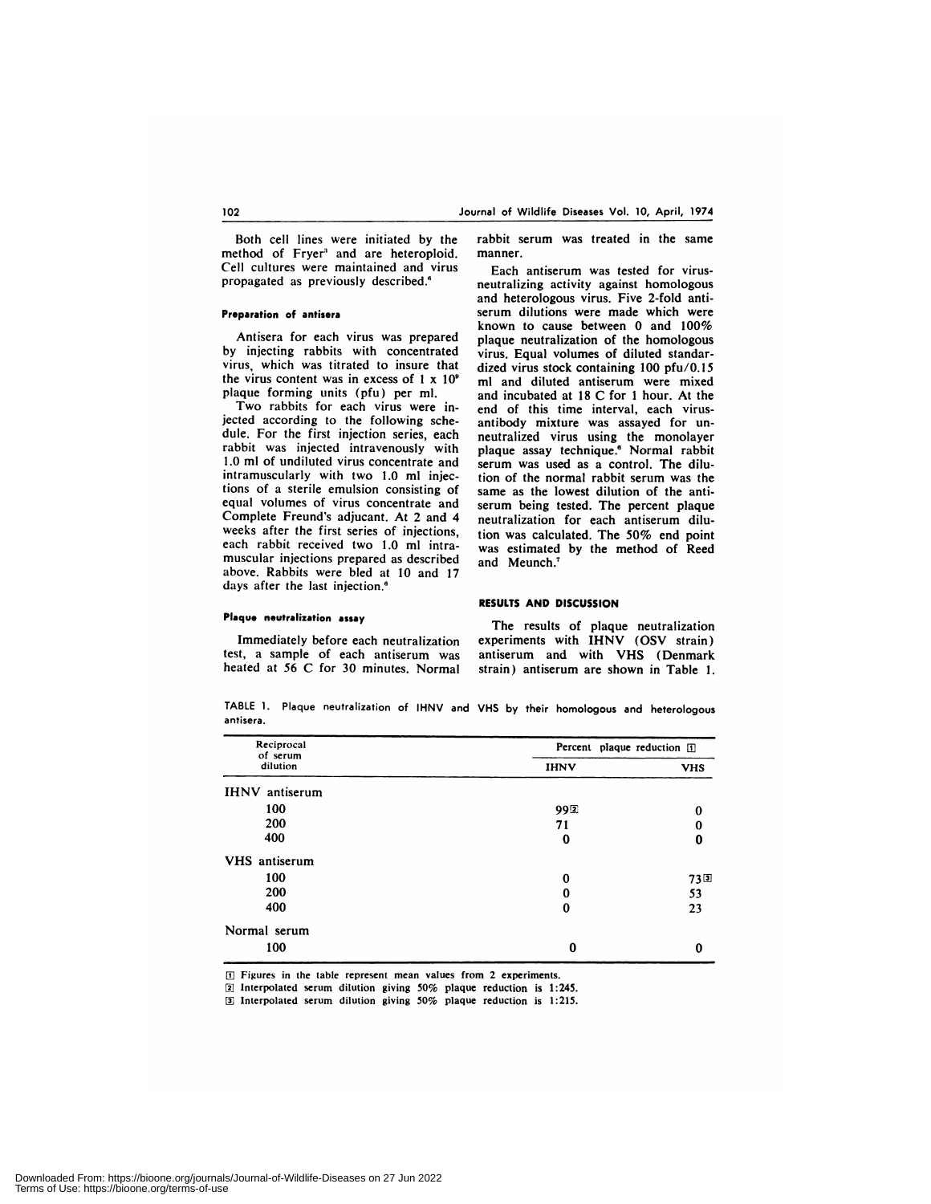Both cell lines were initiated by the method of Fryer[3] and are heteroploid. Cell cultures were maintained and virus propagated as previously described.[6]

#### Preparation of antisera

Antisera for each virus was prepared by injecting rabbits with concentrated virus, which was titrated to insure that the virus content was in excess of $1 \times 10^9$ plaque forming units (pfu) per ml.

Two rabbits for each virus were injected according to the following schedule. For the first injection series, each rabbit was injected intravenously with 1.0 ml of undiluted virus concentrate and intramuscularly with two 1.0 ml injections of a sterile emulsion consisting of equal volumes of virus concentrate and Complete Freund's adjucant. At 2 and 4 weeks after the first series of injections, each rabbit received two 1.0 ml intramuscular injections prepared as described above. Rabbits were bled at 10 and 17 days after the last injection.[6]

#### Plaque neutralization assay

Immediately before each neutralization test, a sample of each antiserum was heated at 56 C for 30 minutes. Normal rabbit serum was treated in the same manner.

Each antiserum was tested for virus-neutralizing activity against homologous and heterologous virus. Five 2-fold antiserum dilutions were made which were known to cause between 0 and 100% plaque neutralization of the homologous virus. Equal volumes of diluted standardized virus stock containing 100 pfu/0.15 ml and diluted antiserum were mixed and incubated at 18 C for 1 hour. At the end of this time interval, each virus-antibody mixture was assayed for unneutralized virus using the monolayer plaque assay technique.[6] Normal rabbit serum was used as a control. The dilution of the normal rabbit serum was the same as the lowest dilution of the antiserum being tested. The percent plaque neutralization for each antiserum dilution was calculated. The 50% end point was estimated by the method of Reed and Meunch.[7]

## RESULTS AND DISCUSSION

The results of plaque neutralization experiments with IHNV (OSV strain) antiserum and with VHS (Denmark strain) antiserum are shown in Table 1.

TABLE 1. Plaque neutralization of IHNV and VHS by their homologous and heterologous antisera.

| Reciprocal of serum dilution | Percent plaque reduction [1] | |
|---|---|---|
| | IHNV | VHS |
| IHNV antiserum | | |
| 100 | 99[2] | 0 |
| 200 | 71 | 0 |
| 400 | 0 | 0 |
| VHS antiserum | | |
| 100 | 0 | 73[3] |
| 200 | 0 | 53 |
| 400 | 0 | 23 |
| Normal serum | | |
| 100 | 0 | 0 |

[1] Figures in the table represent mean values from 2 experiments.
[2] Interpolated serum dilution giving 50% plaque reduction is 1:245.
[3] Interpolated serum dilution giving 50% plaque reduction is 1:215.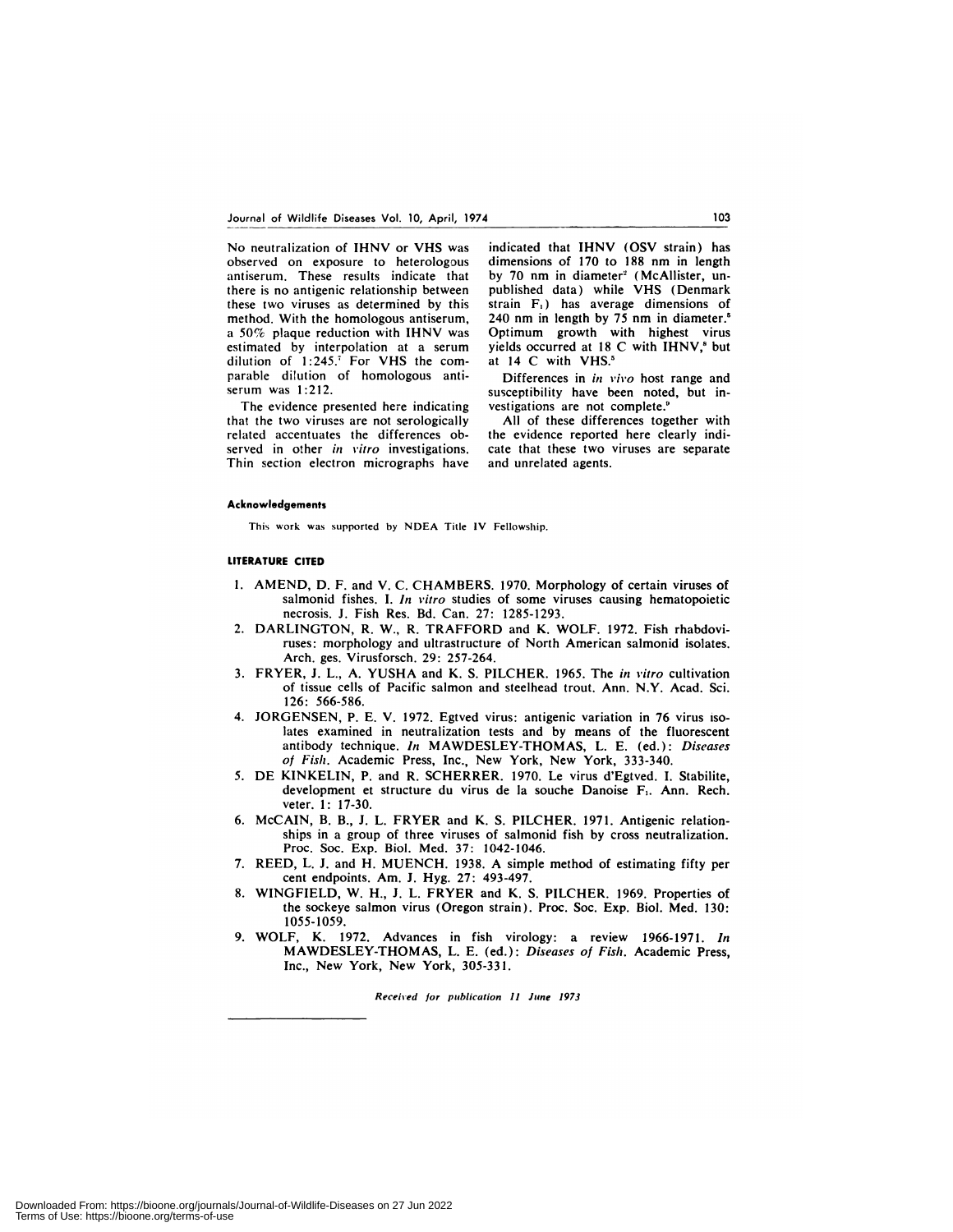No neutralization of IHNV or VHS was observed on exposure to heterologous antiserum. These results indicate that there is no antigenic relationship between these two viruses as determined by this method. With the homologous antiserum, a 50% plaque reduction with IHNV was estimated by interpolation at a serum dilution of 1:245.[7] For VHS the comparable dilution of homologous antiserum was 1:212.

The evidence presented here indicating that the two viruses are not serologically related accentuates the differences observed in other *in vitro* investigations. Thin section electron micrographs have indicated that IHNV (OSV strain) has dimensions of 170 to 188 nm in length by 70 nm in diameter[2] (McAllister, unpublished data) while VHS (Denmark strain $F_1$) has average dimensions of 240 nm in length by 75 nm in diameter.[5] Optimum growth with highest virus yields occurred at 18 C with IHNV,[8] but at 14 C with VHS.[5]

Differences in *in vivo* host range and susceptibility have been noted, but investigations are not complete.[9]

All of these differences together with the evidence reported here clearly indicate that these two viruses are separate and unrelated agents.

#### Acknowledgements

This work was supported by NDEA Title IV Fellowship.

#### LITERATURE CITED

1. AMEND, D. F. and V. C. CHAMBERS. 1970. Morphology of certain viruses of salmonid fishes. I. *In vitro* studies of some viruses causing hematopoietic necrosis. J. Fish Res. Bd. Can. 27: 1285-1293.
2. DARLINGTON, R. W., R. TRAFFORD and K. WOLF. 1972. Fish rhabdoviruses: morphology and ultrastructure of North American salmonid isolates. Arch. ges. Virusforsch. 29: 257-264.
3. FRYER, J. L., A. YUSHA and K. S. PILCHER. 1965. The *in vitro* cultivation of tissue cells of Pacific salmon and steelhead trout. Ann. N.Y. Acad. Sci. 126: 566-586.
4. JORGENSEN, P. E. V. 1972. Egtved virus: antigenic variation in 76 virus isolates examined in neutralization tests and by means of the fluorescent antibody technique. *In* MAWDESLEY-THOMAS, L. E. (ed.): *Diseases of Fish*. Academic Press, Inc., New York, New York, 333-340.
5. DE KINKELIN, P. and R. SCHERRER. 1970. Le virus d'Egtved. I. Stabilite, development et structure du virus de la souche Danoise $F_1$. Ann. Rech. veter. 1: 17-30.
6. McCAIN, B. B., J. L. FRYER and K. S. PILCHER. 1971. Antigenic relationships in a group of three viruses of salmonid fish by cross neutralization. Proc. Soc. Exp. Biol. Med. 37: 1042-1046.
7. REED, L. J. and H. MUENCH. 1938. A simple method of estimating fifty per cent endpoints. Am. J. Hyg. 27: 493-497.
8. WINGFIELD, W. H., J. L. FRYER and K. S. PILCHER. 1969. Properties of the sockeye salmon virus (Oregon strain). Proc. Soc. Exp. Biol. Med. 130: 1055-1059.
9. WOLF, K. 1972. Advances in fish virology: a review 1966-1971. *In* MAWDESLEY-THOMAS, L. E. (ed.): *Diseases of Fish*. Academic Press, Inc., New York, New York, 305-331.

*Received for publication 11 June 1973*